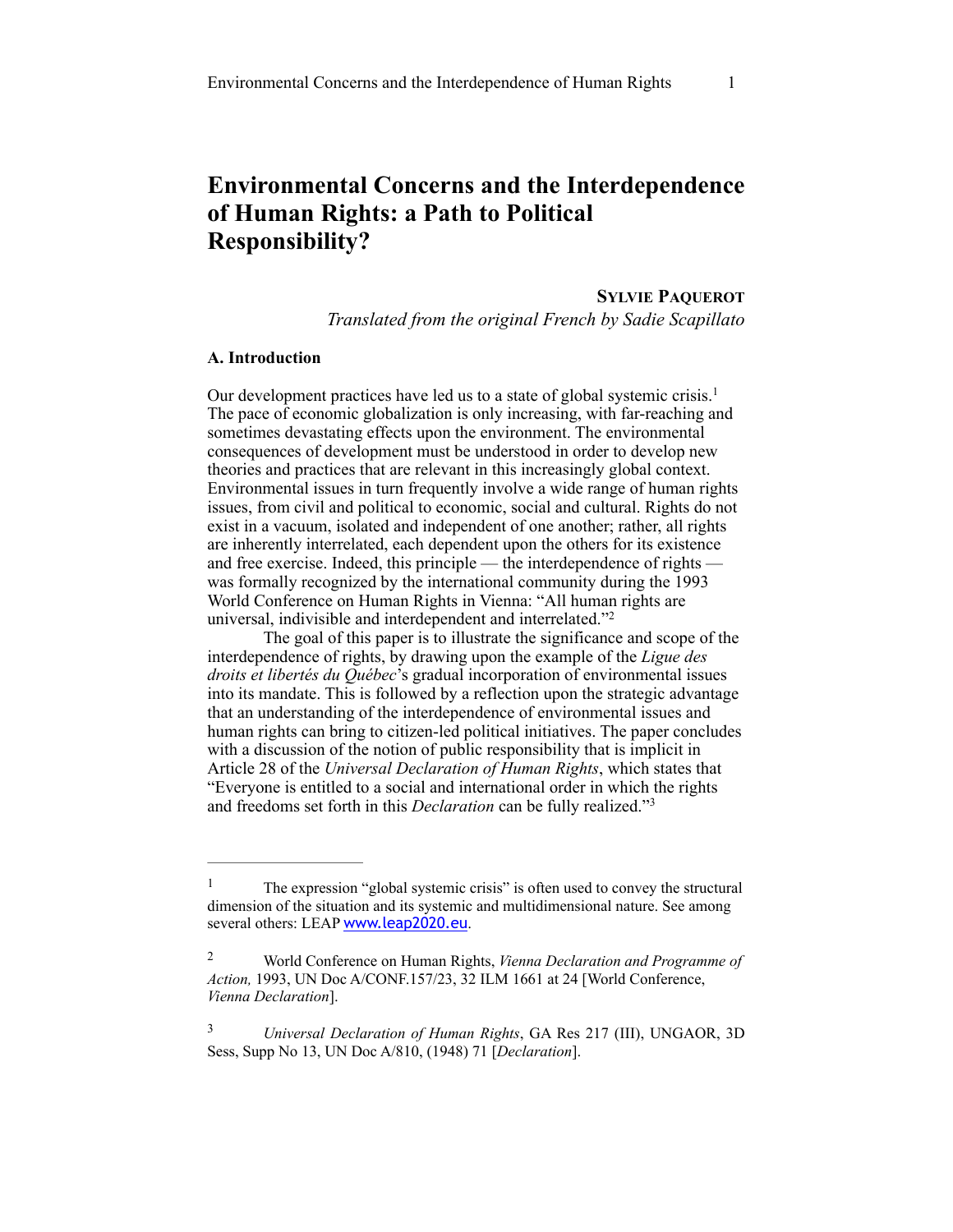# Environmental Concerns and the Interdependence of Human Rights: a Path to Political Responsibility?

**SYLVIE PAQUEROT**

*Translated from the original French by Sadie Scapillato*

### A. Introduction

Our development practices have led us to a state of global systemic crisis.[1] The pace of economic globalization is only increasing, with far-reaching and sometimes devastating effects upon the environment. The environmental consequences of development must be understood in order to develop new theories and practices that are relevant in this increasingly global context. Environmental issues in turn frequently involve a wide range of human rights issues, from civil and political to economic, social and cultural. Rights do not exist in a vacuum, isolated and independent of one another; rather, all rights are inherently interrelated, each dependent upon the others for its existence and free exercise. Indeed, this principle — the interdependence of rights — was formally recognized by the international community during the 1993 World Conference on Human Rights in Vienna: "All human rights are universal, indivisible and interdependent and interrelated."[2]

The goal of this paper is to illustrate the significance and scope of the interdependence of rights, by drawing upon the example of the *Ligue des droits et libertés du Québec*'s gradual incorporation of environmental issues into its mandate. This is followed by a reflection upon the strategic advantage that an understanding of the interdependence of environmental issues and human rights can bring to citizen-led political initiatives. The paper concludes with a discussion of the notion of public responsibility that is implicit in Article 28 of the *Universal Declaration of Human Rights*, which states that "Everyone is entitled to a social and international order in which the rights and freedoms set forth in this *Declaration* can be fully realized."[3]

---

[1] The expression "global systemic crisis" is often used to convey the structural dimension of the situation and its systemic and multidimensional nature. See among several others: LEAP www.leap2020.eu.

[2] World Conference on Human Rights, *Vienna Declaration and Programme of Action,* 1993, UN Doc A/CONF.157/23, 32 ILM 1661 at 24 [World Conference, *Vienna Declaration*].

[3] *Universal Declaration of Human Rights*, GA Res 217 (III), UNGAOR, 3D Sess, Supp No 13, UN Doc A/810, (1948) 71 [*Declaration*].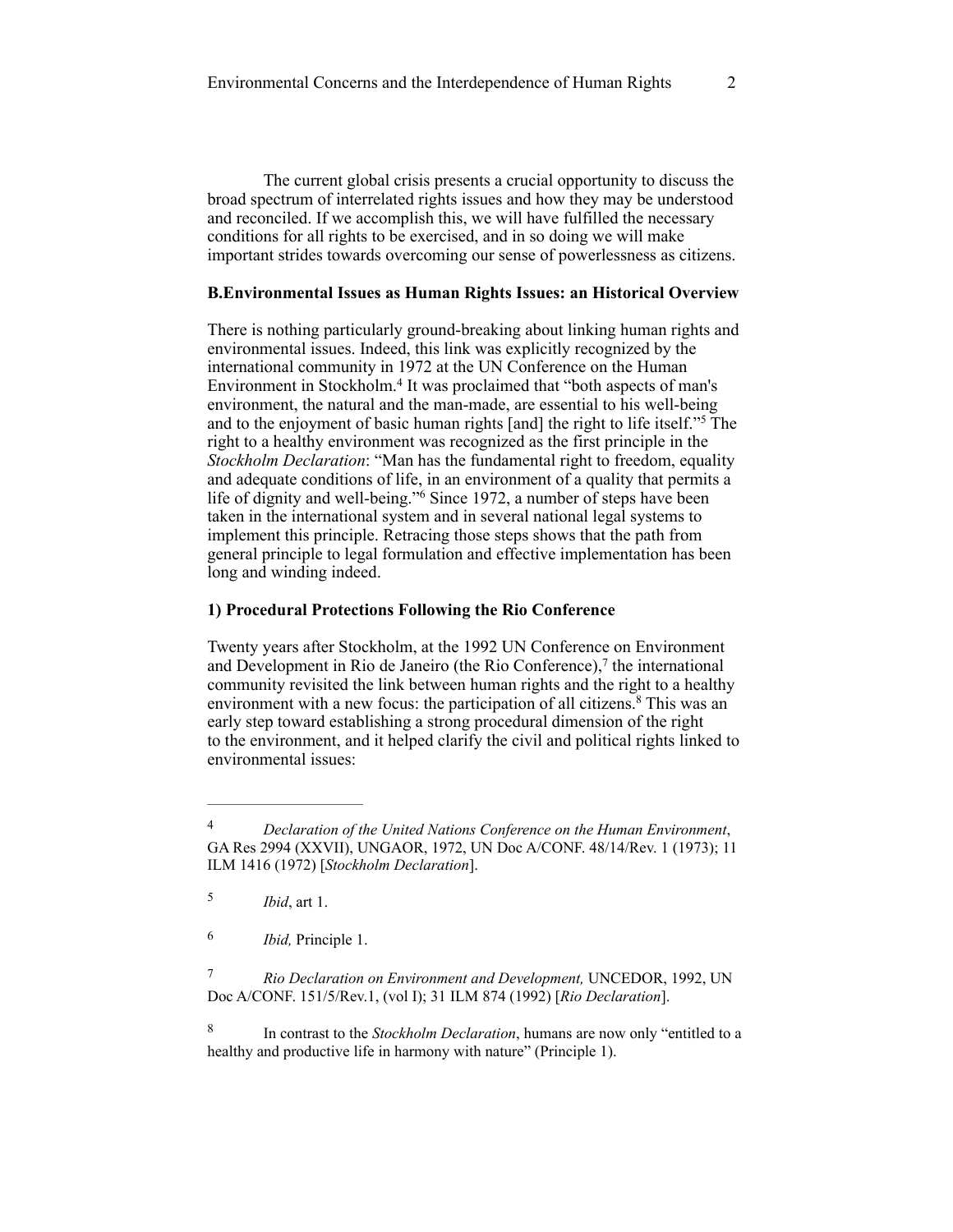The current global crisis presents a crucial opportunity to discuss the broad spectrum of interrelated rights issues and how they may be understood and reconciled. If we accomplish this, we will have fulfilled the necessary conditions for all rights to be exercised, and in so doing we will make important strides towards overcoming our sense of powerlessness as citizens.

**B.Environmental Issues as Human Rights Issues: an Historical Overview**

There is nothing particularly ground-breaking about linking human rights and environmental issues. Indeed, this link was explicitly recognized by the international community in 1972 at the UN Conference on the Human Environment in Stockholm.[4] It was proclaimed that "both aspects of man's environment, the natural and the man-made, are essential to his well-being and to the enjoyment of basic human rights [and] the right to life itself."[5] The right to a healthy environment was recognized as the first principle in the *Stockholm Declaration*: "Man has the fundamental right to freedom, equality and adequate conditions of life, in an environment of a quality that permits a life of dignity and well-being."[6] Since 1972, a number of steps have been taken in the international system and in several national legal systems to implement this principle. Retracing those steps shows that the path from general principle to legal formulation and effective implementation has been long and winding indeed.

**1) Procedural Protections Following the Rio Conference**

Twenty years after Stockholm, at the 1992 UN Conference on Environment and Development in Rio de Janeiro (the Rio Conference),[7] the international community revisited the link between human rights and the right to a healthy environment with a new focus: the participation of all citizens.[8] This was an early step toward establishing a strong procedural dimension of the right to the environment, and it helped clarify the civil and political rights linked to environmental issues:

---

[4] *Declaration of the United Nations Conference on the Human Environment*, GA Res 2994 (XXVII), UNGAOR, 1972, UN Doc A/CONF. 48/14/Rev. 1 (1973); 11 ILM 1416 (1972) [*Stockholm Declaration*].

[5] *Ibid*, art 1.

[6] *Ibid,* Principle 1.

[7] *Rio Declaration on Environment and Development,* UNCEDOR, 1992, UN Doc A/CONF. 151/5/Rev.1, (vol I); 31 ILM 874 (1992) [*Rio Declaration*].

[8] In contrast to the *Stockholm Declaration*, humans are now only "entitled to a healthy and productive life in harmony with nature" (Principle 1).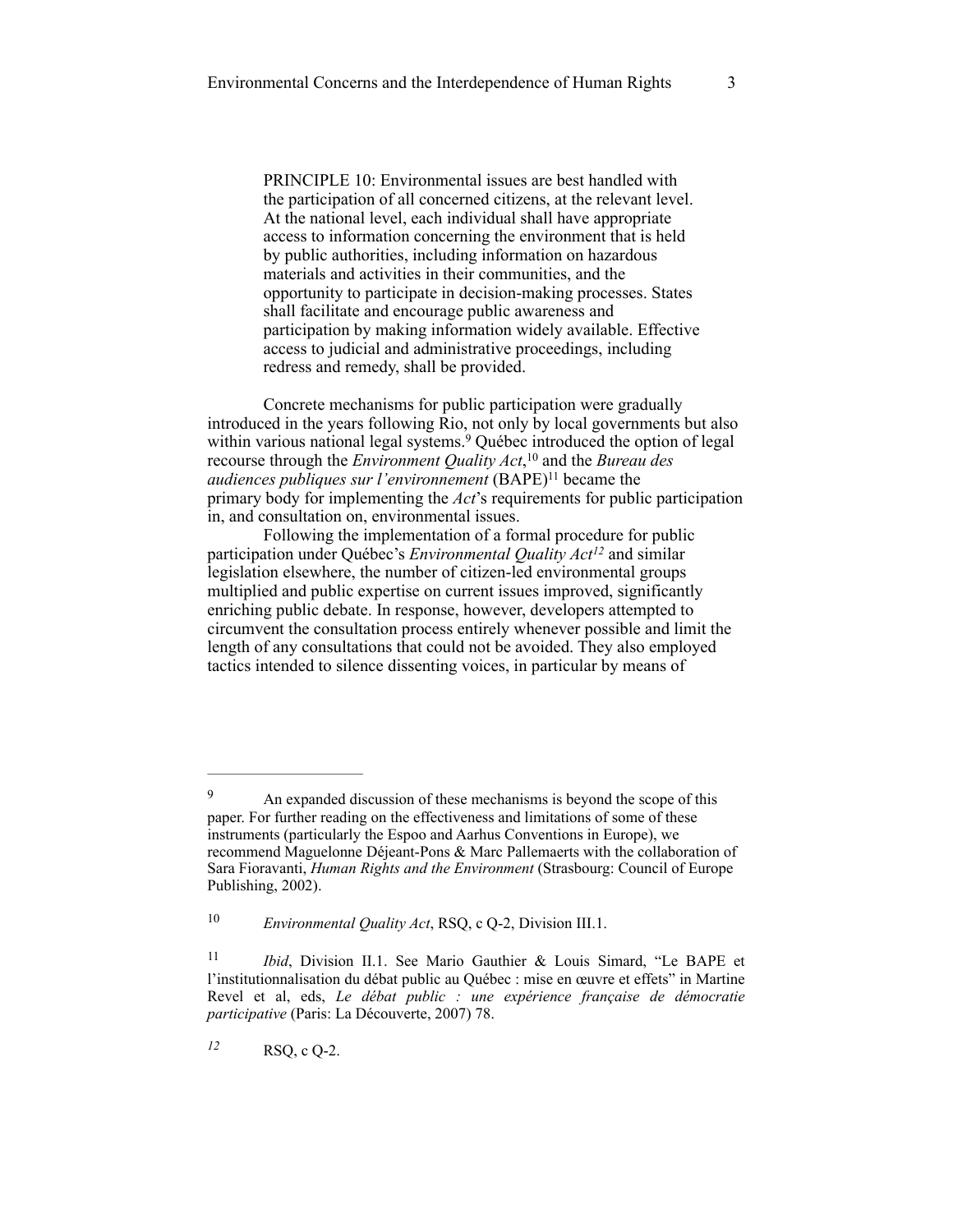> PRINCIPLE 10: Environmental issues are best handled with the participation of all concerned citizens, at the relevant level. At the national level, each individual shall have appropriate access to information concerning the environment that is held by public authorities, including information on hazardous materials and activities in their communities, and the opportunity to participate in decision-making processes. States shall facilitate and encourage public awareness and participation by making information widely available. Effective access to judicial and administrative proceedings, including redress and remedy, shall be provided.

Concrete mechanisms for public participation were gradually introduced in the years following Rio, not only by local governments but also within various national legal systems.[9] Québec introduced the option of legal recourse through the *Environment Quality Act*,[10] and the *Bureau des audiences publiques sur l'environnement* (BAPE)[11] became the primary body for implementing the *Act*'s requirements for public participation in, and consultation on, environmental issues.

Following the implementation of a formal procedure for public participation under Québec's *Environmental Quality Act*[12] and similar legislation elsewhere, the number of citizen-led environmental groups multiplied and public expertise on current issues improved, significantly enriching public debate. In response, however, developers attempted to circumvent the consultation process entirely whenever possible and limit the length of any consultations that could not be avoided. They also employed tactics intended to silence dissenting voices, in particular by means of

---

[9] An expanded discussion of these mechanisms is beyond the scope of this paper. For further reading on the effectiveness and limitations of some of these instruments (particularly the Espoo and Aarhus Conventions in Europe), we recommend Maguelonne Déjeant-Pons & Marc Pallemaerts with the collaboration of Sara Fioravanti, *Human Rights and the Environment* (Strasbourg: Council of Europe Publishing, 2002).

[10] *Environmental Quality Act*, RSQ, c Q-2, Division III.1.

[11] *Ibid*, Division II.1. See Mario Gauthier & Louis Simard, "Le BAPE et l'institutionnalisation du débat public au Québec : mise en œuvre et effets" in Martine Revel et al, eds, *Le débat public : une expérience française de démocratie participative* (Paris: La Découverte, 2007) 78.

[12] RSQ, c Q-2.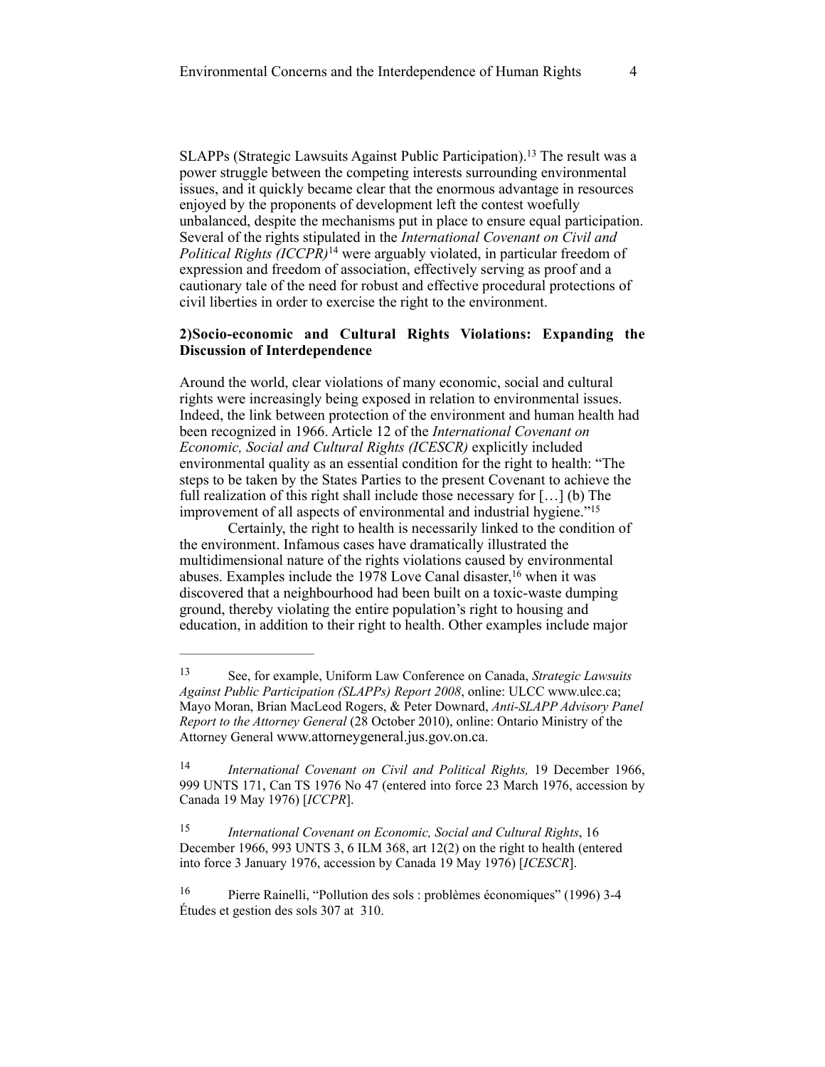SLAPPs (Strategic Lawsuits Against Public Participation).[13] The result was a power struggle between the competing interests surrounding environmental issues, and it quickly became clear that the enormous advantage in resources enjoyed by the proponents of development left the contest woefully unbalanced, despite the mechanisms put in place to ensure equal participation. Several of the rights stipulated in the *International Covenant on Civil and Political Rights (ICCPR)*[14] were arguably violated, in particular freedom of expression and freedom of association, effectively serving as proof and a cautionary tale of the need for robust and effective procedural protections of civil liberties in order to exercise the right to the environment.

### 2)Socio-economic and Cultural Rights Violations: Expanding the Discussion of Interdependence

Around the world, clear violations of many economic, social and cultural rights were increasingly being exposed in relation to environmental issues. Indeed, the link between protection of the environment and human health had been recognized in 1966. Article 12 of the *International Covenant on Economic, Social and Cultural Rights (ICESCR)* explicitly included environmental quality as an essential condition for the right to health: "The steps to be taken by the States Parties to the present Covenant to achieve the full realization of this right shall include those necessary for […] (b) The improvement of all aspects of environmental and industrial hygiene."[15]

Certainly, the right to health is necessarily linked to the condition of the environment. Infamous cases have dramatically illustrated the multidimensional nature of the rights violations caused by environmental abuses. Examples include the 1978 Love Canal disaster,[16] when it was discovered that a neighbourhood had been built on a toxic-waste dumping ground, thereby violating the entire population's right to housing and education, in addition to their right to health. Other examples include major

---

[13] See, for example, Uniform Law Conference on Canada, *Strategic Lawsuits Against Public Participation (SLAPPs) Report 2008*, online: ULCC www.ulcc.ca; Mayo Moran, Brian MacLeod Rogers, & Peter Downard, *Anti-SLAPP Advisory Panel Report to the Attorney General* (28 October 2010), online: Ontario Ministry of the Attorney General www.attorneygeneral.jus.gov.on.ca.

[14] *International Covenant on Civil and Political Rights,* 19 December 1966, 999 UNTS 171, Can TS 1976 No 47 (entered into force 23 March 1976, accession by Canada 19 May 1976) [*ICCPR*].

[15] *International Covenant on Economic, Social and Cultural Rights*, 16 December 1966, 993 UNTS 3, 6 ILM 368, art 12(2) on the right to health (entered into force 3 January 1976, accession by Canada 19 May 1976) [*ICESCR*].

[16] Pierre Rainelli, "Pollution des sols : problèmes économiques" (1996) 3-4 Études et gestion des sols 307 at 310.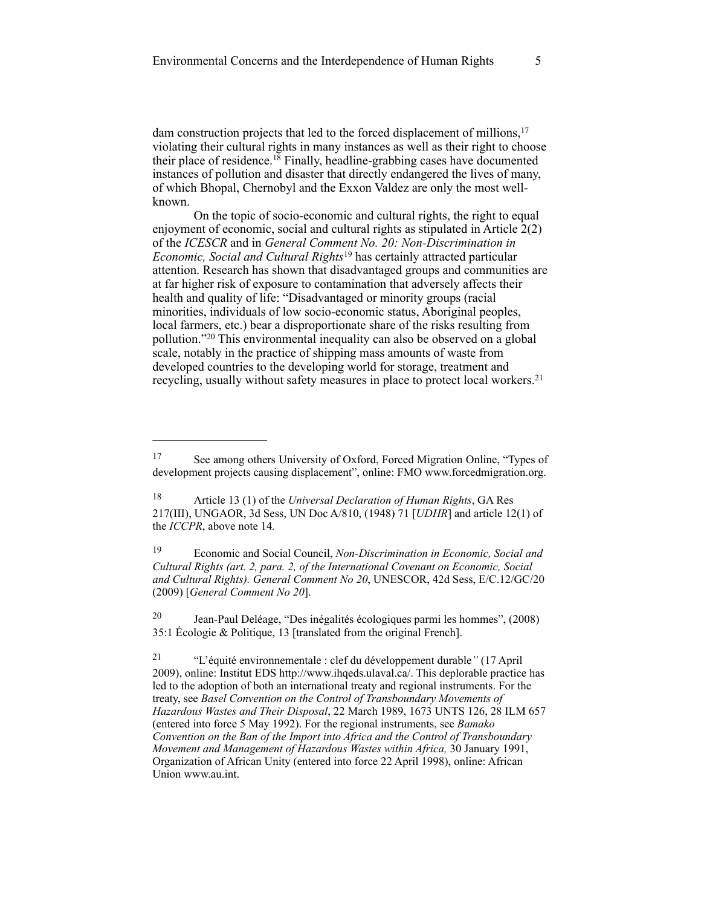dam construction projects that led to the forced displacement of millions,[17] violating their cultural rights in many instances as well as their right to choose their place of residence.[18] Finally, headline-grabbing cases have documented instances of pollution and disaster that directly endangered the lives of many, of which Bhopal, Chernobyl and the Exxon Valdez are only the most well-known.

On the topic of socio-economic and cultural rights, the right to equal enjoyment of economic, social and cultural rights as stipulated in Article 2(2) of the *ICESCR* and in *General Comment No. 20: Non-Discrimination in Economic, Social and Cultural Rights*[19] has certainly attracted particular attention. Research has shown that disadvantaged groups and communities are at far higher risk of exposure to contamination that adversely affects their health and quality of life: "Disadvantaged or minority groups (racial minorities, individuals of low socio-economic status, Aboriginal peoples, local farmers, etc.) bear a disproportionate share of the risks resulting from pollution."[20] This environmental inequality can also be observed on a global scale, notably in the practice of shipping mass amounts of waste from developed countries to the developing world for storage, treatment and recycling, usually without safety measures in place to protect local workers.[21]

---

[17] See among others University of Oxford, Forced Migration Online, "Types of development projects causing displacement", online: FMO www.forcedmigration.org.

[18] Article 13 (1) of the *Universal Declaration of Human Rights*, GA Res 217(III), UNGAOR, 3d Sess, UN Doc A/810, (1948) 71 [*UDHR*] and article 12(1) of the *ICCPR*, above note 14.

[19] Economic and Social Council, *Non-Discrimination in Economic, Social and Cultural Rights (art. 2, para. 2, of the International Covenant on Economic, Social and Cultural Rights). General Comment No 20*, UNESCOR, 42d Sess, E/C.12/GC/20 (2009) [*General Comment No 20*].

[20] Jean-Paul Deléage, "Des inégalités écologiques parmi les hommes", (2008) 35:1 Écologie & Politique, 13 [translated from the original French].

[21] "L'équité environnementale : clef du développement durable" (17 April 2009), online: Institut EDS http://www.ihqeds.ulaval.ca/. This deplorable practice has led to the adoption of both an international treaty and regional instruments. For the treaty, see *Basel Convention on the Control of Transboundary Movements of Hazardous Wastes and Their Disposal*, 22 March 1989, 1673 UNTS 126, 28 ILM 657 (entered into force 5 May 1992). For the regional instruments, see *Bamako Convention on the Ban of the Import into Africa and the Control of Transboundary Movement and Management of Hazardous Wastes within Africa,* 30 January 1991, Organization of African Unity (entered into force 22 April 1998), online: African Union www.au.int.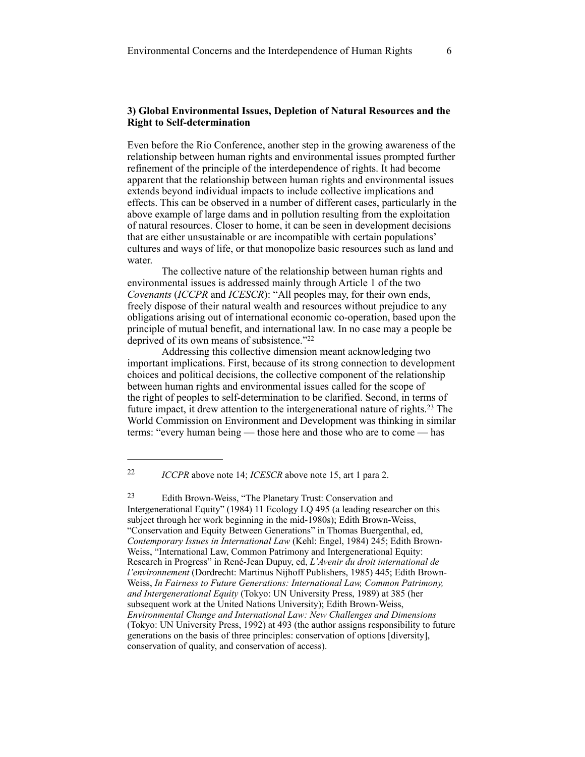### 3) Global Environmental Issues, Depletion of Natural Resources and the Right to Self-determination

Even before the Rio Conference, another step in the growing awareness of the relationship between human rights and environmental issues prompted further refinement of the principle of the interdependence of rights. It had become apparent that the relationship between human rights and environmental issues extends beyond individual impacts to include collective implications and effects. This can be observed in a number of different cases, particularly in the above example of large dams and in pollution resulting from the exploitation of natural resources. Closer to home, it can be seen in development decisions that are either unsustainable or are incompatible with certain populations' cultures and ways of life, or that monopolize basic resources such as land and water.

The collective nature of the relationship between human rights and environmental issues is addressed mainly through Article 1 of the two *Covenants* (*ICCPR* and *ICESCR*): "All peoples may, for their own ends, freely dispose of their natural wealth and resources without prejudice to any obligations arising out of international economic co-operation, based upon the principle of mutual benefit, and international law. In no case may a people be deprived of its own means of subsistence."[22]

Addressing this collective dimension meant acknowledging two important implications. First, because of its strong connection to development choices and political decisions, the collective component of the relationship between human rights and environmental issues called for the scope of the right of peoples to self-determination to be clarified. Second, in terms of future impact, it drew attention to the intergenerational nature of rights.[23] The World Commission on Environment and Development was thinking in similar terms: "every human being — those here and those who are to come — has

---

[22] *ICCPR* above note 14; *ICESCR* above note 15, art 1 para 2.

[23] Edith Brown-Weiss, "The Planetary Trust: Conservation and Intergenerational Equity" (1984) 11 Ecology LQ 495 (a leading researcher on this subject through her work beginning in the mid-1980s); Edith Brown-Weiss, "Conservation and Equity Between Generations" in Thomas Buergenthal, ed, *Contemporary Issues in International Law* (Kehl: Engel, 1984) 245; Edith Brown-Weiss, "International Law, Common Patrimony and Intergenerational Equity: Research in Progress" in René-Jean Dupuy, ed, *L'Avenir du droit international de l'environnement* (Dordrecht: Martinus Nijhoff Publishers, 1985) 445; Edith Brown-Weiss, *In Fairness to Future Generations: International Law, Common Patrimony, and Intergenerational Equity* (Tokyo: UN University Press, 1989) at 385 (her subsequent work at the United Nations University); Edith Brown-Weiss, *Environmental Change and International Law: New Challenges and Dimensions* (Tokyo: UN University Press, 1992) at 493 (the author assigns responsibility to future generations on the basis of three principles: conservation of options [diversity], conservation of quality, and conservation of access).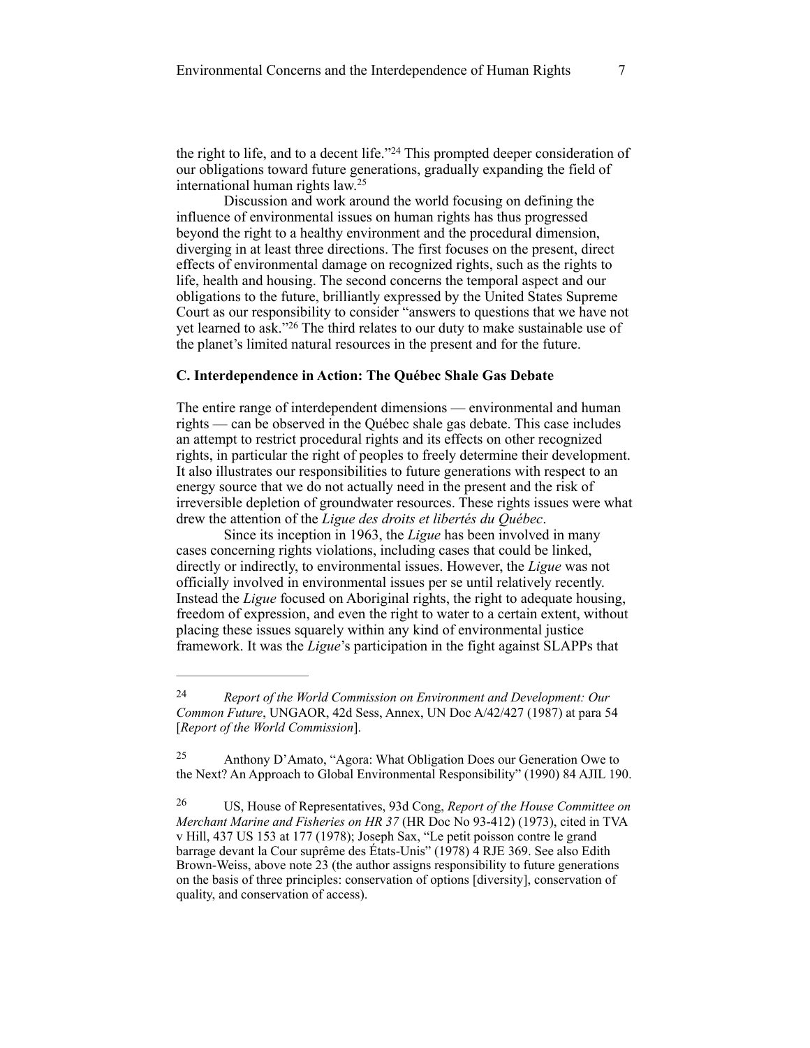the right to life, and to a decent life."[24] This prompted deeper consideration of our obligations toward future generations, gradually expanding the field of international human rights law.[25]

Discussion and work around the world focusing on defining the influence of environmental issues on human rights has thus progressed beyond the right to a healthy environment and the procedural dimension, diverging in at least three directions. The first focuses on the present, direct effects of environmental damage on recognized rights, such as the rights to life, health and housing. The second concerns the temporal aspect and our obligations to the future, brilliantly expressed by the United States Supreme Court as our responsibility to consider "answers to questions that we have not yet learned to ask."[26] The third relates to our duty to make sustainable use of the planet's limited natural resources in the present and for the future.

### C. Interdependence in Action: The Québec Shale Gas Debate

The entire range of interdependent dimensions — environmental and human rights — can be observed in the Québec shale gas debate. This case includes an attempt to restrict procedural rights and its effects on other recognized rights, in particular the right of peoples to freely determine their development. It also illustrates our responsibilities to future generations with respect to an energy source that we do not actually need in the present and the risk of irreversible depletion of groundwater resources. These rights issues were what drew the attention of the *Ligue des droits et libertés du Québec*.

Since its inception in 1963, the *Ligue* has been involved in many cases concerning rights violations, including cases that could be linked, directly or indirectly, to environmental issues. However, the *Ligue* was not officially involved in environmental issues per se until relatively recently. Instead the *Ligue* focused on Aboriginal rights, the right to adequate housing, freedom of expression, and even the right to water to a certain extent, without placing these issues squarely within any kind of environmental justice framework. It was the *Ligue*'s participation in the fight against SLAPPs that

---

[24] *Report of the World Commission on Environment and Development: Our Common Future*, UNGAOR, 42d Sess, Annex, UN Doc A/42/427 (1987) at para 54 [*Report of the World Commission*].

[25] Anthony D'Amato, "Agora: What Obligation Does our Generation Owe to the Next? An Approach to Global Environmental Responsibility" (1990) 84 AJIL 190.

[26] US, House of Representatives, 93d Cong, *Report of the House Committee on Merchant Marine and Fisheries on HR 37* (HR Doc No 93-412) (1973), cited in TVA v Hill, 437 US 153 at 177 (1978); Joseph Sax, "Le petit poisson contre le grand barrage devant la Cour suprême des États-Unis" (1978) 4 RJE 369. See also Edith Brown-Weiss, above note 23 (the author assigns responsibility to future generations on the basis of three principles: conservation of options [diversity], conservation of quality, and conservation of access).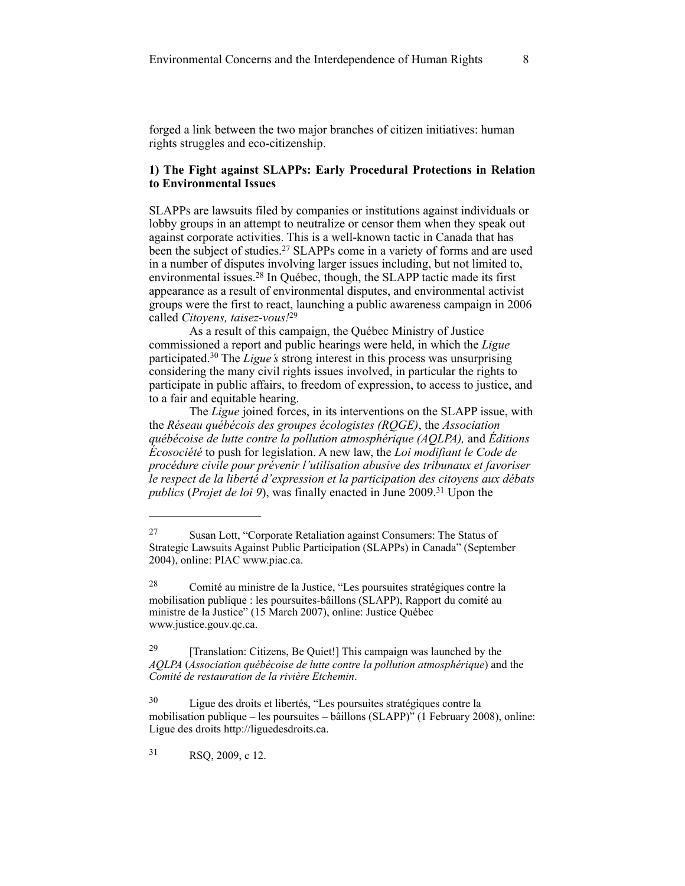forged a link between the two major branches of citizen initiatives: human rights struggles and eco-citizenship.

### 1) The Fight against SLAPPs: Early Procedural Protections in Relation to Environmental Issues

SLAPPs are lawsuits filed by companies or institutions against individuals or lobby groups in an attempt to neutralize or censor them when they speak out against corporate activities. This is a well-known tactic in Canada that has been the subject of studies.[27] SLAPPs come in a variety of forms and are used in a number of disputes involving larger issues including, but not limited to, environmental issues.[28] In Québec, though, the SLAPP tactic made its first appearance as a result of environmental disputes, and environmental activist groups were the first to react, launching a public awareness campaign in 2006 called *Citoyens, taisez-vous!*[29]

As a result of this campaign, the Québec Ministry of Justice commissioned a report and public hearings were held, in which the *Ligue* participated.[30] The *Ligue's* strong interest in this process was unsurprising considering the many civil rights issues involved, in particular the rights to participate in public affairs, to freedom of expression, to access to justice, and to a fair and equitable hearing.

The *Ligue* joined forces, in its interventions on the SLAPP issue, with the *Réseau québécois des groupes écologistes (RQGE)*, the *Association québécoise de lutte contre la pollution atmosphérique (AQLPA),* and *Éditions Écosociété* to push for legislation. A new law, the *Loi modifiant le Code de procédure civile pour prévenir l'utilisation abusive des tribunaux et favoriser le respect de la liberté d'expression et la participation des citoyens aux débats publics* (*Projet de loi 9*), was finally enacted in June 2009.[31] Upon the

---

[27] Susan Lott, "Corporate Retaliation against Consumers: The Status of Strategic Lawsuits Against Public Participation (SLAPPs) in Canada" (September 2004), online: PIAC www.piac.ca.

[28] Comité au ministre de la Justice, "Les poursuites stratégiques contre la mobilisation publique : les poursuites-bâillons (SLAPP), Rapport du comité au ministre de la Justice" (15 March 2007), online: Justice Québec www.justice.gouv.qc.ca.

[29] [Translation: Citizens, Be Quiet!] This campaign was launched by the *AQLPA* (*Association québécoise de lutte contre la pollution atmosphérique*) and the *Comité de restauration de la rivière Etchemin*.

[30] Ligue des droits et libertés, "Les poursuites stratégiques contre la mobilisation publique – les poursuites – bâillons (SLAPP)" (1 February 2008), online: Ligue des droits http://liguedesdroits.ca.

[31] RSQ, 2009, c 12.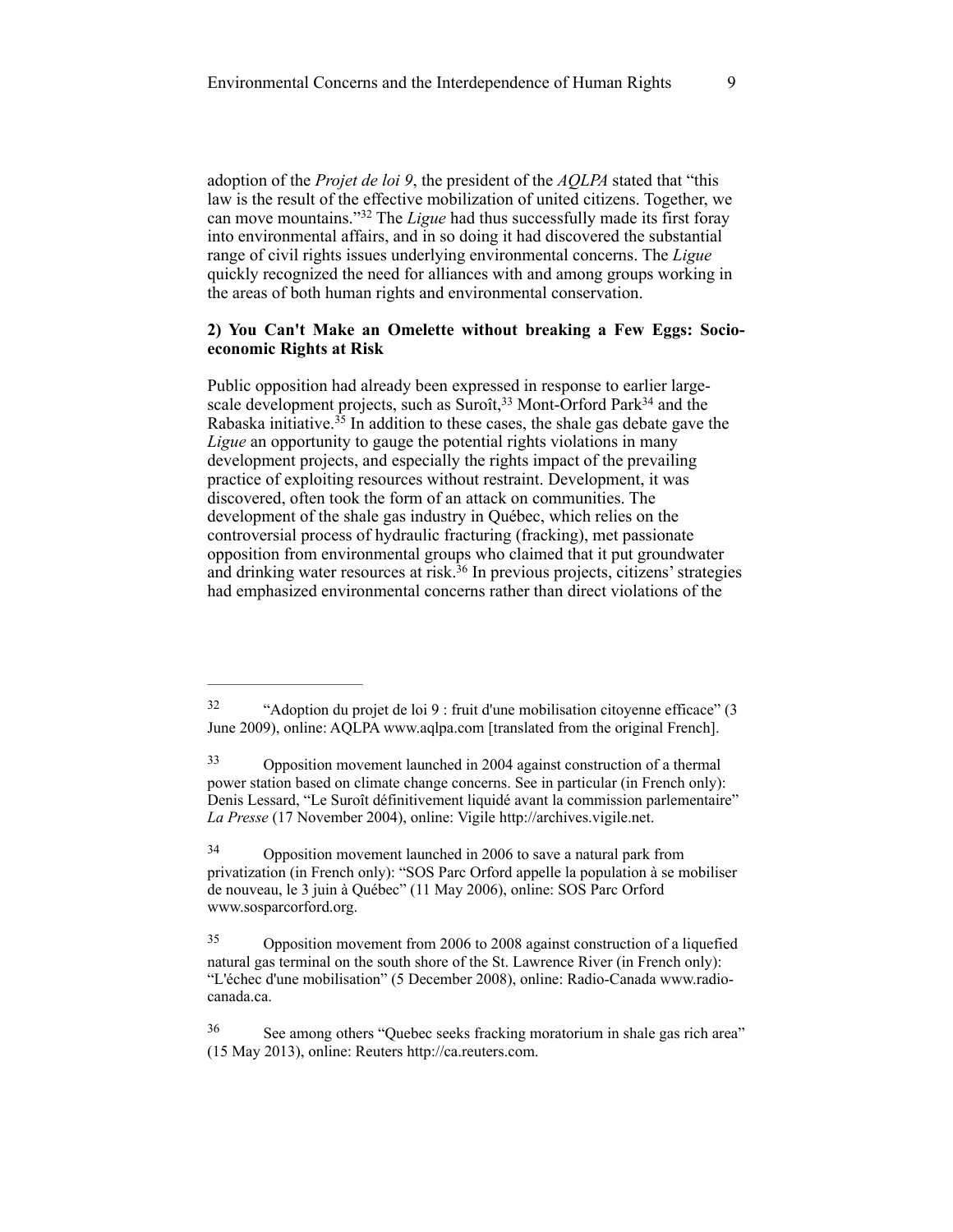adoption of the *Projet de loi 9*, the president of the *AQLPA* stated that "this law is the result of the effective mobilization of united citizens. Together, we can move mountains."[32] The *Ligue* had thus successfully made its first foray into environmental affairs, and in so doing it had discovered the substantial range of civil rights issues underlying environmental concerns. The *Ligue* quickly recognized the need for alliances with and among groups working in the areas of both human rights and environmental conservation.

### 2) You Can't Make an Omelette without breaking a Few Eggs: Socio-economic Rights at Risk

Public opposition had already been expressed in response to earlier large-scale development projects, such as Suroît,[33] Mont-Orford Park[34] and the Rabaska initiative.[35] In addition to these cases, the shale gas debate gave the *Ligue* an opportunity to gauge the potential rights violations in many development projects, and especially the rights impact of the prevailing practice of exploiting resources without restraint. Development, it was discovered, often took the form of an attack on communities. The development of the shale gas industry in Québec, which relies on the controversial process of hydraulic fracturing (fracking), met passionate opposition from environmental groups who claimed that it put groundwater and drinking water resources at risk.[36] In previous projects, citizens' strategies had emphasized environmental concerns rather than direct violations of the

---

[32] "Adoption du projet de loi 9 : fruit d'une mobilisation citoyenne efficace" (3 June 2009), online: AQLPA www.aqlpa.com [translated from the original French].

[33] Opposition movement launched in 2004 against construction of a thermal power station based on climate change concerns. See in particular (in French only): Denis Lessard, "Le Suroît définitivement liquidé avant la commission parlementaire" *La Presse* (17 November 2004), online: Vigile http://archives.vigile.net.

[34] Opposition movement launched in 2006 to save a natural park from privatization (in French only): "SOS Parc Orford appelle la population à se mobiliser de nouveau, le 3 juin à Québec" (11 May 2006), online: SOS Parc Orford www.sosparcorford.org.

[35] Opposition movement from 2006 to 2008 against construction of a liquefied natural gas terminal on the south shore of the St. Lawrence River (in French only): "L'échec d'une mobilisation" (5 December 2008), online: Radio-Canada www.radio-canada.ca.

[36] See among others "Quebec seeks fracking moratorium in shale gas rich area" (15 May 2013), online: Reuters http://ca.reuters.com.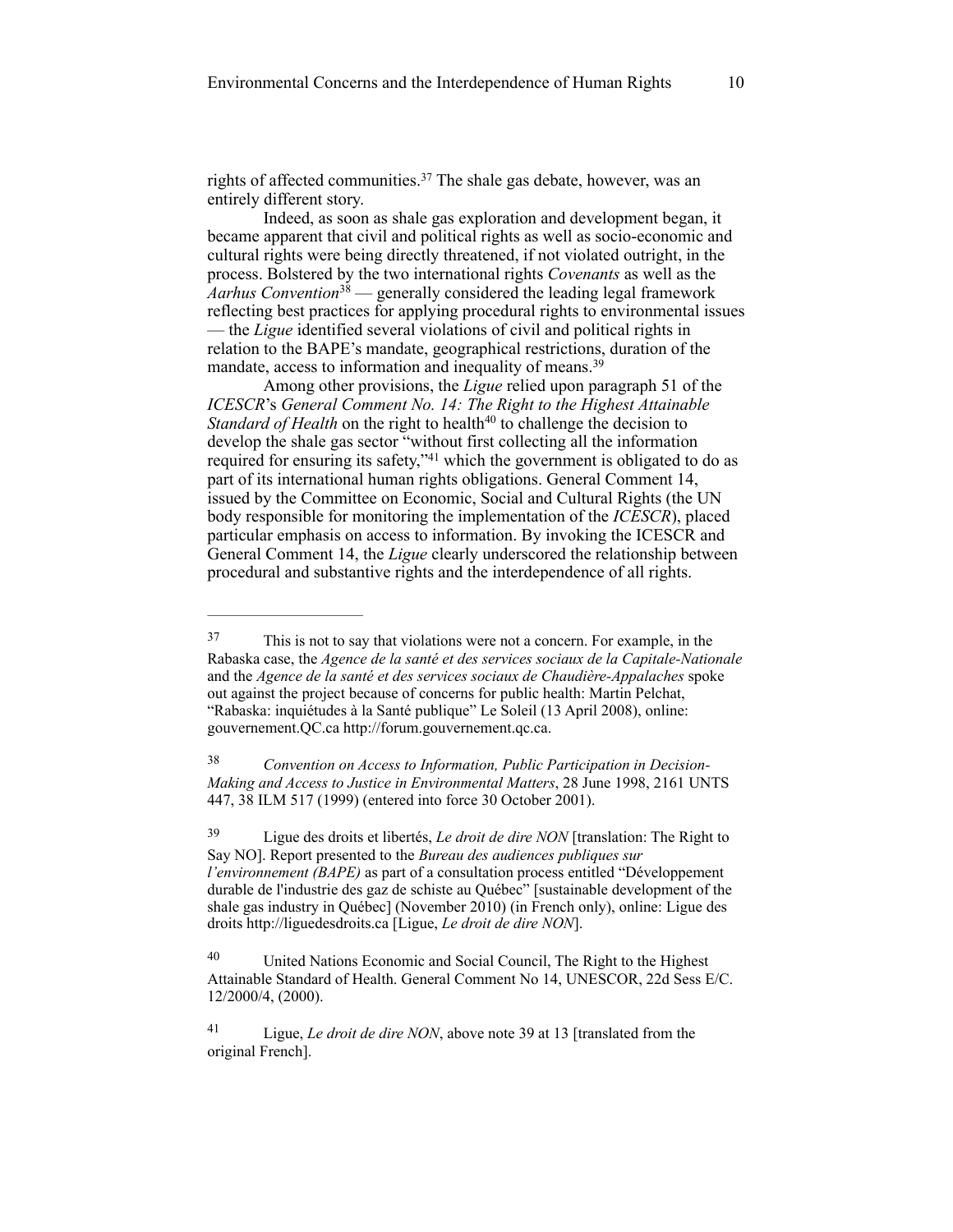rights of affected communities.[37] The shale gas debate, however, was an entirely different story.

Indeed, as soon as shale gas exploration and development began, it became apparent that civil and political rights as well as socio-economic and cultural rights were being directly threatened, if not violated outright, in the process. Bolstered by the two international rights *Covenants* as well as the *Aarhus Convention*[38] — generally considered the leading legal framework reflecting best practices for applying procedural rights to environmental issues — the *Ligue* identified several violations of civil and political rights in relation to the BAPE's mandate, geographical restrictions, duration of the mandate, access to information and inequality of means.[39]

Among other provisions, the *Ligue* relied upon paragraph 51 of the *ICESCR*'s *General Comment No. 14: The Right to the Highest Attainable Standard of Health* on the right to health[40] to challenge the decision to develop the shale gas sector "without first collecting all the information required for ensuring its safety,"[41] which the government is obligated to do as part of its international human rights obligations. General Comment 14, issued by the Committee on Economic, Social and Cultural Rights (the UN body responsible for monitoring the implementation of the *ICESCR*), placed particular emphasis on access to information. By invoking the ICESCR and General Comment 14, the *Ligue* clearly underscored the relationship between procedural and substantive rights and the interdependence of all rights.

---

[37] This is not to say that violations were not a concern. For example, in the Rabaska case, the *Agence de la santé et des services sociaux de la Capitale-Nationale* and the *Agence de la santé et des services sociaux de Chaudière-Appalaches* spoke out against the project because of concerns for public health: Martin Pelchat, "Rabaska: inquiétudes à la Santé publique" Le Soleil (13 April 2008), online: gouvernement.QC.ca http://forum.gouvernement.qc.ca.

[38] *Convention on Access to Information, Public Participation in Decision-Making and Access to Justice in Environmental Matters*, 28 June 1998, 2161 UNTS 447, 38 ILM 517 (1999) (entered into force 30 October 2001).

[39] Ligue des droits et libertés, *Le droit de dire NON* [translation: The Right to Say NO]. Report presented to the *Bureau des audiences publiques sur l'environnement (BAPE)* as part of a consultation process entitled "Développement durable de l'industrie des gaz de schiste au Québec" [sustainable development of the shale gas industry in Québec] (November 2010) (in French only), online: Ligue des droits http://liguedesdroits.ca [Ligue, *Le droit de dire NON*].

[40] United Nations Economic and Social Council, The Right to the Highest Attainable Standard of Health. General Comment No 14, UNESCOR, 22d Sess E/C. 12/2000/4, (2000).

[41] Ligue, *Le droit de dire NON*, above note 39 at 13 [translated from the original French].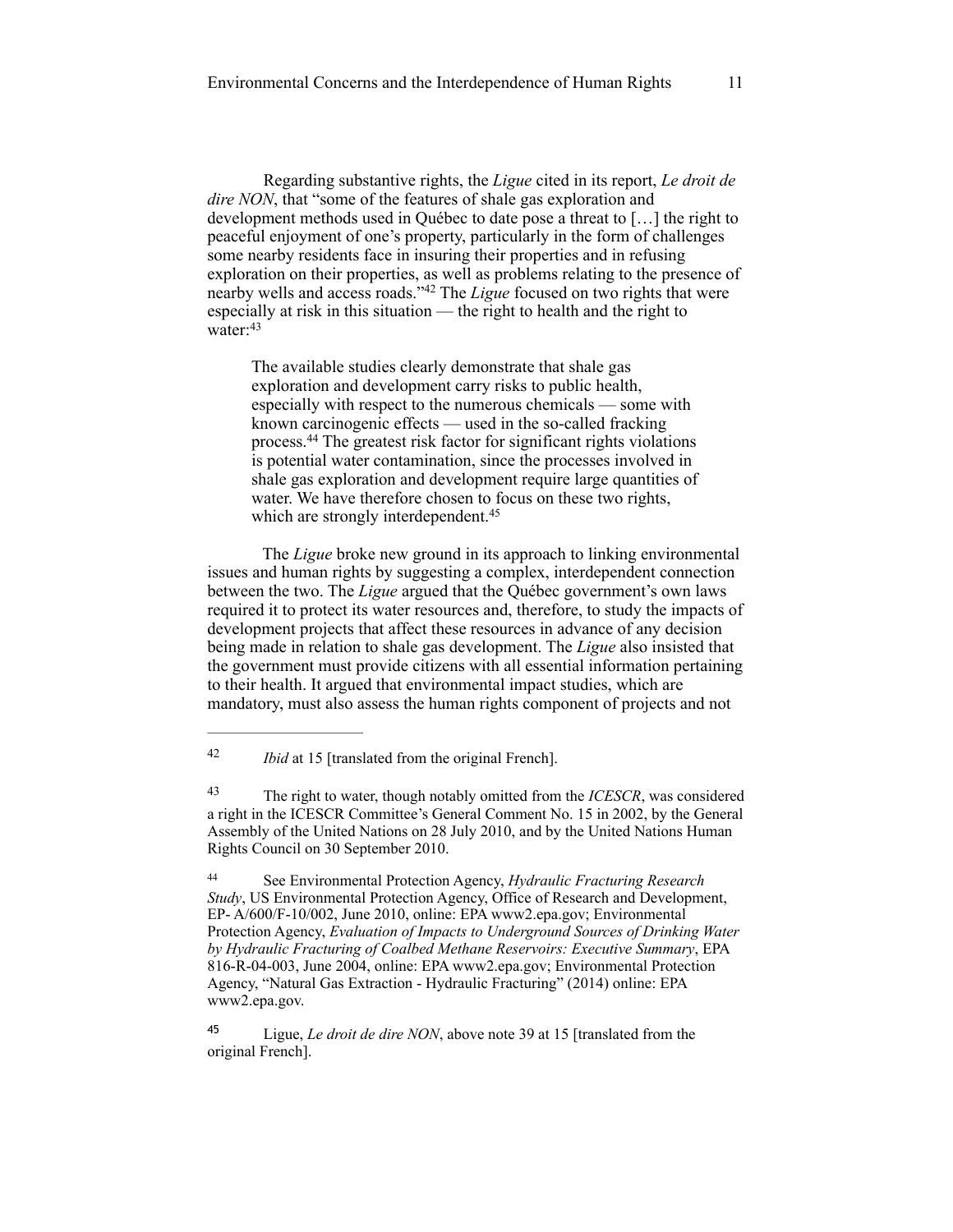Regarding substantive rights, the *Ligue* cited in its report, *Le droit de dire NON*, that "some of the features of shale gas exploration and development methods used in Québec to date pose a threat to […] the right to peaceful enjoyment of one's property, particularly in the form of challenges some nearby residents face in insuring their properties and in refusing exploration on their properties, as well as problems relating to the presence of nearby wells and access roads."[42] The *Ligue* focused on two rights that were especially at risk in this situation — the right to health and the right to water:[43]

> The available studies clearly demonstrate that shale gas exploration and development carry risks to public health, especially with respect to the numerous chemicals — some with known carcinogenic effects — used in the so-called fracking process.[44] The greatest risk factor for significant rights violations is potential water contamination, since the processes involved in shale gas exploration and development require large quantities of water. We have therefore chosen to focus on these two rights, which are strongly interdependent.[45]

The *Ligue* broke new ground in its approach to linking environmental issues and human rights by suggesting a complex, interdependent connection between the two. The *Ligue* argued that the Québec government's own laws required it to protect its water resources and, therefore, to study the impacts of development projects that affect these resources in advance of any decision being made in relation to shale gas development. The *Ligue* also insisted that the government must provide citizens with all essential information pertaining to their health. It argued that environmental impact studies, which are mandatory, must also assess the human rights component of projects and not

---

[42] *Ibid* at 15 [translated from the original French].

[43] The right to water, though notably omitted from the *ICESCR*, was considered a right in the ICESCR Committee's General Comment No. 15 in 2002, by the General Assembly of the United Nations on 28 July 2010, and by the United Nations Human Rights Council on 30 September 2010.

[44] See Environmental Protection Agency, *Hydraulic Fracturing Research Study*, US Environmental Protection Agency, Office of Research and Development, EP- A/600/F-10/002, June 2010, online: EPA www2.epa.gov; Environmental Protection Agency, *Evaluation of Impacts to Underground Sources of Drinking Water by Hydraulic Fracturing of Coalbed Methane Reservoirs: Executive Summary*, EPA 816-R-04-003, June 2004, online: EPA www2.epa.gov; Environmental Protection Agency, "Natural Gas Extraction - Hydraulic Fracturing" (2014) online: EPA www2.epa.gov.

[45] Ligue, *Le droit de dire NON*, above note 39 at 15 [translated from the original French].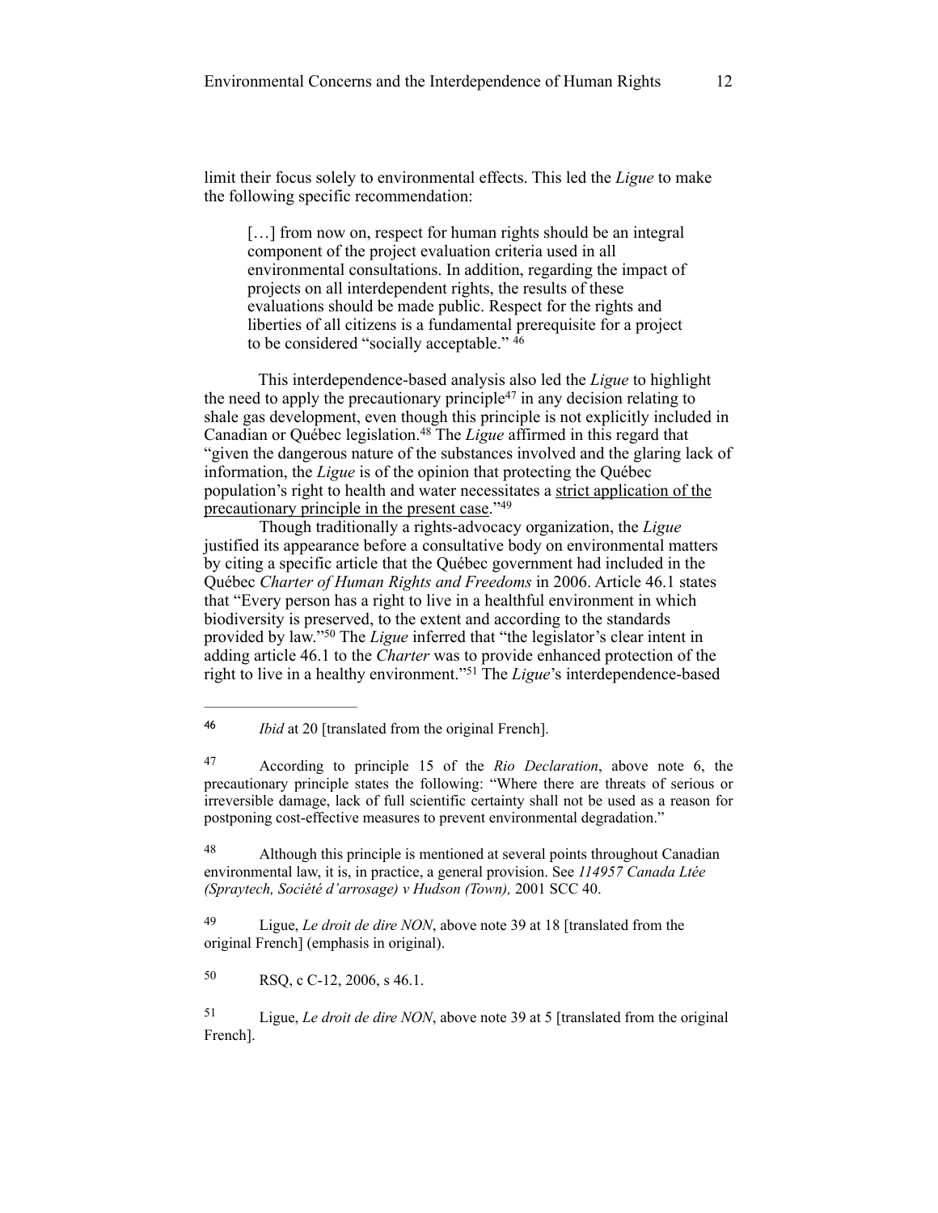limit their focus solely to environmental effects. This led the *Ligue* to make the following specific recommendation:

> […] from now on, respect for human rights should be an integral component of the project evaluation criteria used in all environmental consultations. In addition, regarding the impact of projects on all interdependent rights, the results of these evaluations should be made public. Respect for the rights and liberties of all citizens is a fundamental prerequisite for a project to be considered "socially acceptable." [46]

This interdependence-based analysis also led the *Ligue* to highlight the need to apply the precautionary principle[47] in any decision relating to shale gas development, even though this principle is not explicitly included in Canadian or Québec legislation.[48] The *Ligue* affirmed in this regard that "given the dangerous nature of the substances involved and the glaring lack of information, the *Ligue* is of the opinion that protecting the Québec population's right to health and water necessitates a <u>strict application of the precautionary principle in the present case</u>."[49]

Though traditionally a rights-advocacy organization, the *Ligue* justified its appearance before a consultative body on environmental matters by citing a specific article that the Québec government had included in the Québec *Charter of Human Rights and Freedoms* in 2006. Article 46.1 states that "Every person has a right to live in a healthful environment in which biodiversity is preserved, to the extent and according to the standards provided by law."[50] The *Ligue* inferred that "the legislator's clear intent in adding article 46.1 to the *Charter* was to provide enhanced protection of the right to live in a healthy environment."[51] The *Ligue*'s interdependence-based

---

[46] *Ibid* at 20 [translated from the original French].

[47] According to principle 15 of the *Rio Declaration*, above note 6, the precautionary principle states the following: "Where there are threats of serious or irreversible damage, lack of full scientific certainty shall not be used as a reason for postponing cost-effective measures to prevent environmental degradation."

[48] Although this principle is mentioned at several points throughout Canadian environmental law, it is, in practice, a general provision. See *114957 Canada Ltée (Spraytech, Société d'arrosage) v Hudson (Town),* 2001 SCC 40.

[49] Ligue, *Le droit de dire NON*, above note 39 at 18 [translated from the original French] (emphasis in original).

[50] RSQ, c C-12, 2006, s 46.1.

[51] Ligue, *Le droit de dire NON*, above note 39 at 5 [translated from the original French].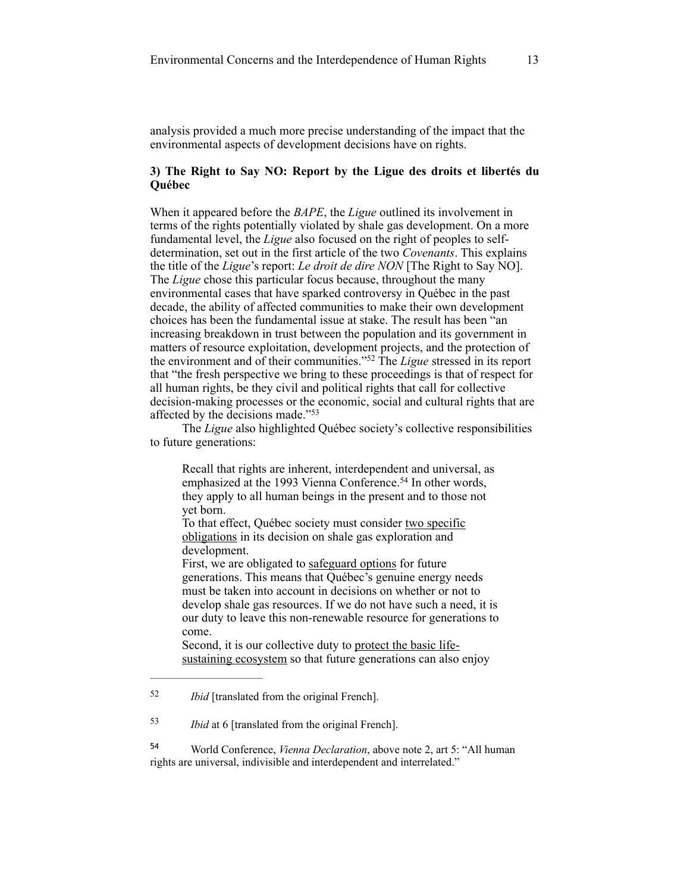analysis provided a much more precise understanding of the impact that the environmental aspects of development decisions have on rights.

### 3) The Right to Say NO: Report by the Ligue des droits et libertés du Québec

When it appeared before the *BAPE*, the *Ligue* outlined its involvement in terms of the rights potentially violated by shale gas development. On a more fundamental level, the *Ligue* also focused on the right of peoples to self-determination, set out in the first article of the two *Covenants*. This explains the title of the *Ligue*'s report: *Le droit de dire NON* [The Right to Say NO]. The *Ligue* chose this particular focus because, throughout the many environmental cases that have sparked controversy in Québec in the past decade, the ability of affected communities to make their own development choices has been the fundamental issue at stake. The result has been "an increasing breakdown in trust between the population and its government in matters of resource exploitation, development projects, and the protection of the environment and of their communities."[52] The *Ligue* stressed in its report that "the fresh perspective we bring to these proceedings is that of respect for all human rights, be they civil and political rights that call for collective decision-making processes or the economic, social and cultural rights that are affected by the decisions made."[53]

The *Ligue* also highlighted Québec society's collective responsibilities to future generations:

> Recall that rights are inherent, interdependent and universal, as emphasized at the 1993 Vienna Conference.[54] In other words, they apply to all human beings in the present and to those not yet born.
> To that effect, Québec society must consider <u>two specific obligations</u> in its decision on shale gas exploration and development.
> First, we are obligated to <u>safeguard options</u> for future generations. This means that Québec's genuine energy needs must be taken into account in decisions on whether or not to develop shale gas resources. If we do not have such a need, it is our duty to leave this non-renewable resource for generations to come.
> Second, it is our collective duty to <u>protect the basic life-sustaining ecosystem</u> so that future generations can also enjoy

---

52 *Ibid* [translated from the original French].

53 *Ibid* at 6 [translated from the original French].

54 World Conference, *Vienna Declaration*, above note 2, art 5: "All human rights are universal, indivisible and interdependent and interrelated."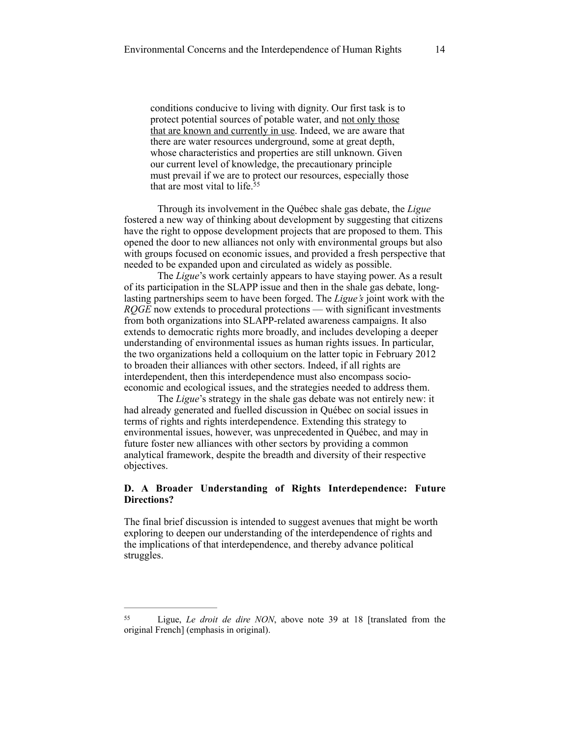> conditions conducive to living with dignity. Our first task is to protect potential sources of potable water, and <u>not only those that are known and currently in use</u>. Indeed, we are aware that there are water resources underground, some at great depth, whose characteristics and properties are still unknown. Given our current level of knowledge, the precautionary principle must prevail if we are to protect our resources, especially those that are most vital to life.[55]

Through its involvement in the Québec shale gas debate, the *Ligue* fostered a new way of thinking about development by suggesting that citizens have the right to oppose development projects that are proposed to them. This opened the door to new alliances not only with environmental groups but also with groups focused on economic issues, and provided a fresh perspective that needed to be expanded upon and circulated as widely as possible.

The *Ligue*'s work certainly appears to have staying power. As a result of its participation in the SLAPP issue and then in the shale gas debate, long-lasting partnerships seem to have been forged. The *Ligue's* joint work with the *RQGE* now extends to procedural protections — with significant investments from both organizations into SLAPP-related awareness campaigns. It also extends to democratic rights more broadly, and includes developing a deeper understanding of environmental issues as human rights issues. In particular, the two organizations held a colloquium on the latter topic in February 2012 to broaden their alliances with other sectors. Indeed, if all rights are interdependent, then this interdependence must also encompass socio-economic and ecological issues, and the strategies needed to address them.

The *Ligue*'s strategy in the shale gas debate was not entirely new: it had already generated and fuelled discussion in Québec on social issues in terms of rights and rights interdependence. Extending this strategy to environmental issues, however, was unprecedented in Québec, and may in future foster new alliances with other sectors by providing a common analytical framework, despite the breadth and diversity of their respective objectives.

### D. A Broader Understanding of Rights Interdependence: Future Directions?

The final brief discussion is intended to suggest avenues that might be worth exploring to deepen our understanding of the interdependence of rights and the implications of that interdependence, and thereby advance political struggles.

---

[55] Ligue, *Le droit de dire NON*, above note 39 at 18 [translated from the original French] (emphasis in original).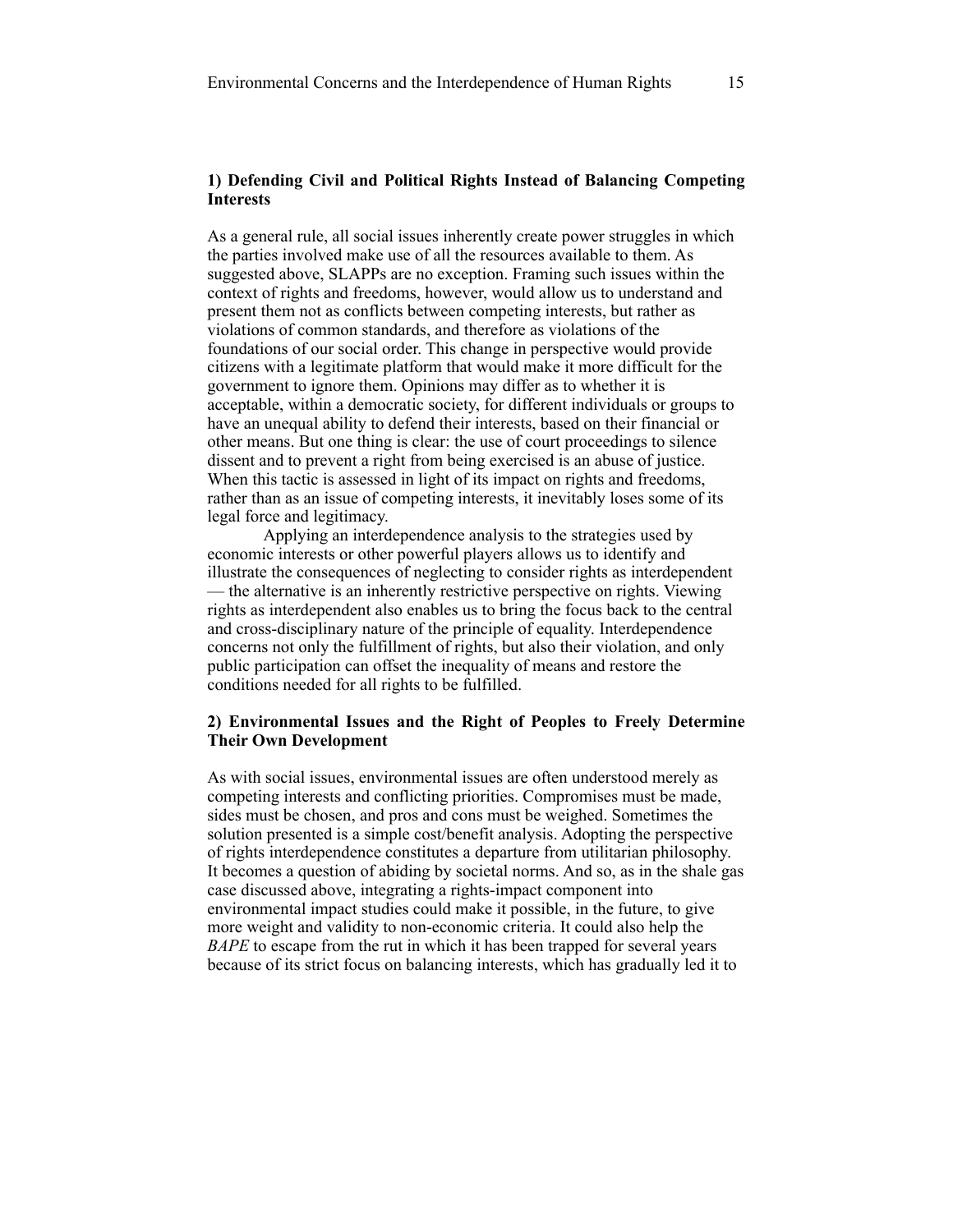### 1) Defending Civil and Political Rights Instead of Balancing Competing Interests

As a general rule, all social issues inherently create power struggles in which the parties involved make use of all the resources available to them. As suggested above, SLAPPs are no exception. Framing such issues within the context of rights and freedoms, however, would allow us to understand and present them not as conflicts between competing interests, but rather as violations of common standards, and therefore as violations of the foundations of our social order. This change in perspective would provide citizens with a legitimate platform that would make it more difficult for the government to ignore them. Opinions may differ as to whether it is acceptable, within a democratic society, for different individuals or groups to have an unequal ability to defend their interests, based on their financial or other means. But one thing is clear: the use of court proceedings to silence dissent and to prevent a right from being exercised is an abuse of justice. When this tactic is assessed in light of its impact on rights and freedoms, rather than as an issue of competing interests, it inevitably loses some of its legal force and legitimacy.

Applying an interdependence analysis to the strategies used by economic interests or other powerful players allows us to identify and illustrate the consequences of neglecting to consider rights as interdependent — the alternative is an inherently restrictive perspective on rights. Viewing rights as interdependent also enables us to bring the focus back to the central and cross-disciplinary nature of the principle of equality. Interdependence concerns not only the fulfillment of rights, but also their violation, and only public participation can offset the inequality of means and restore the conditions needed for all rights to be fulfilled.

### 2) Environmental Issues and the Right of Peoples to Freely Determine Their Own Development

As with social issues, environmental issues are often understood merely as competing interests and conflicting priorities. Compromises must be made, sides must be chosen, and pros and cons must be weighed. Sometimes the solution presented is a simple cost/benefit analysis. Adopting the perspective of rights interdependence constitutes a departure from utilitarian philosophy. It becomes a question of abiding by societal norms. And so, as in the shale gas case discussed above, integrating a rights-impact component into environmental impact studies could make it possible, in the future, to give more weight and validity to non-economic criteria. It could also help the *BAPE* to escape from the rut in which it has been trapped for several years because of its strict focus on balancing interests, which has gradually led it to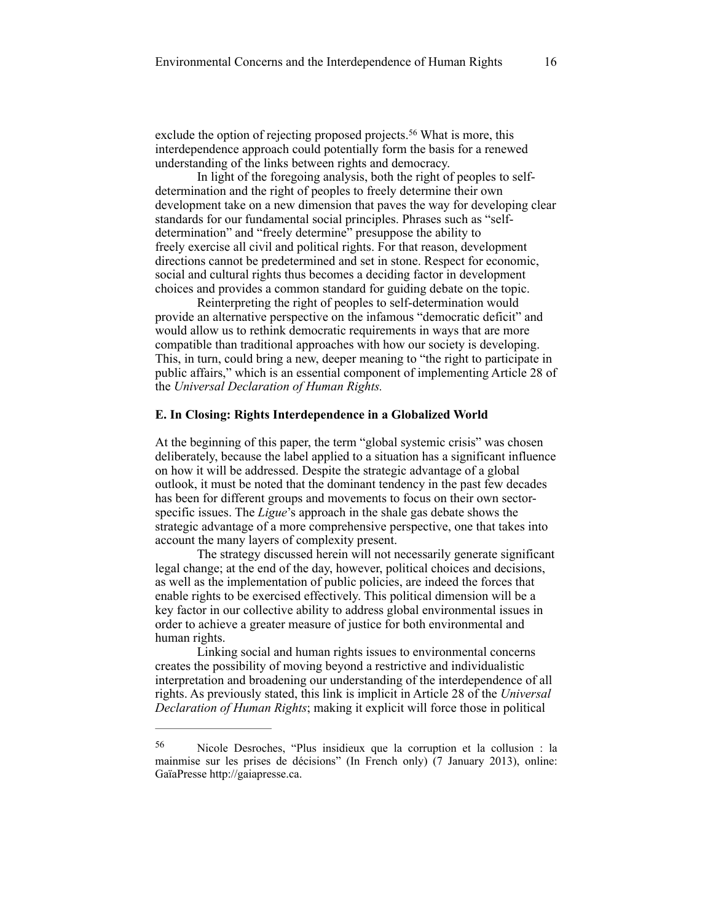exclude the option of rejecting proposed projects.[56] What is more, this interdependence approach could potentially form the basis for a renewed understanding of the links between rights and democracy.

In light of the foregoing analysis, both the right of peoples to self-determination and the right of peoples to freely determine their own development take on a new dimension that paves the way for developing clear standards for our fundamental social principles. Phrases such as "self-determination" and "freely determine" presuppose the ability to freely exercise all civil and political rights. For that reason, development directions cannot be predetermined and set in stone. Respect for economic, social and cultural rights thus becomes a deciding factor in development choices and provides a common standard for guiding debate on the topic.

Reinterpreting the right of peoples to self-determination would provide an alternative perspective on the infamous "democratic deficit" and would allow us to rethink democratic requirements in ways that are more compatible than traditional approaches with how our society is developing. This, in turn, could bring a new, deeper meaning to "the right to participate in public affairs," which is an essential component of implementing Article 28 of the *Universal Declaration of Human Rights.*

### E. In Closing: Rights Interdependence in a Globalized World

At the beginning of this paper, the term "global systemic crisis" was chosen deliberately, because the label applied to a situation has a significant influence on how it will be addressed. Despite the strategic advantage of a global outlook, it must be noted that the dominant tendency in the past few decades has been for different groups and movements to focus on their own sector-specific issues. The *Ligue*'s approach in the shale gas debate shows the strategic advantage of a more comprehensive perspective, one that takes into account the many layers of complexity present.

The strategy discussed herein will not necessarily generate significant legal change; at the end of the day, however, political choices and decisions, as well as the implementation of public policies, are indeed the forces that enable rights to be exercised effectively. This political dimension will be a key factor in our collective ability to address global environmental issues in order to achieve a greater measure of justice for both environmental and human rights.

Linking social and human rights issues to environmental concerns creates the possibility of moving beyond a restrictive and individualistic interpretation and broadening our understanding of the interdependence of all rights. As previously stated, this link is implicit in Article 28 of the *Universal Declaration of Human Rights*; making it explicit will force those in political

---

[56] Nicole Desroches, "Plus insidieux que la corruption et la collusion : la mainmise sur les prises de décisions" (In French only) (7 January 2013), online: GaïaPresse http://gaiapresse.ca.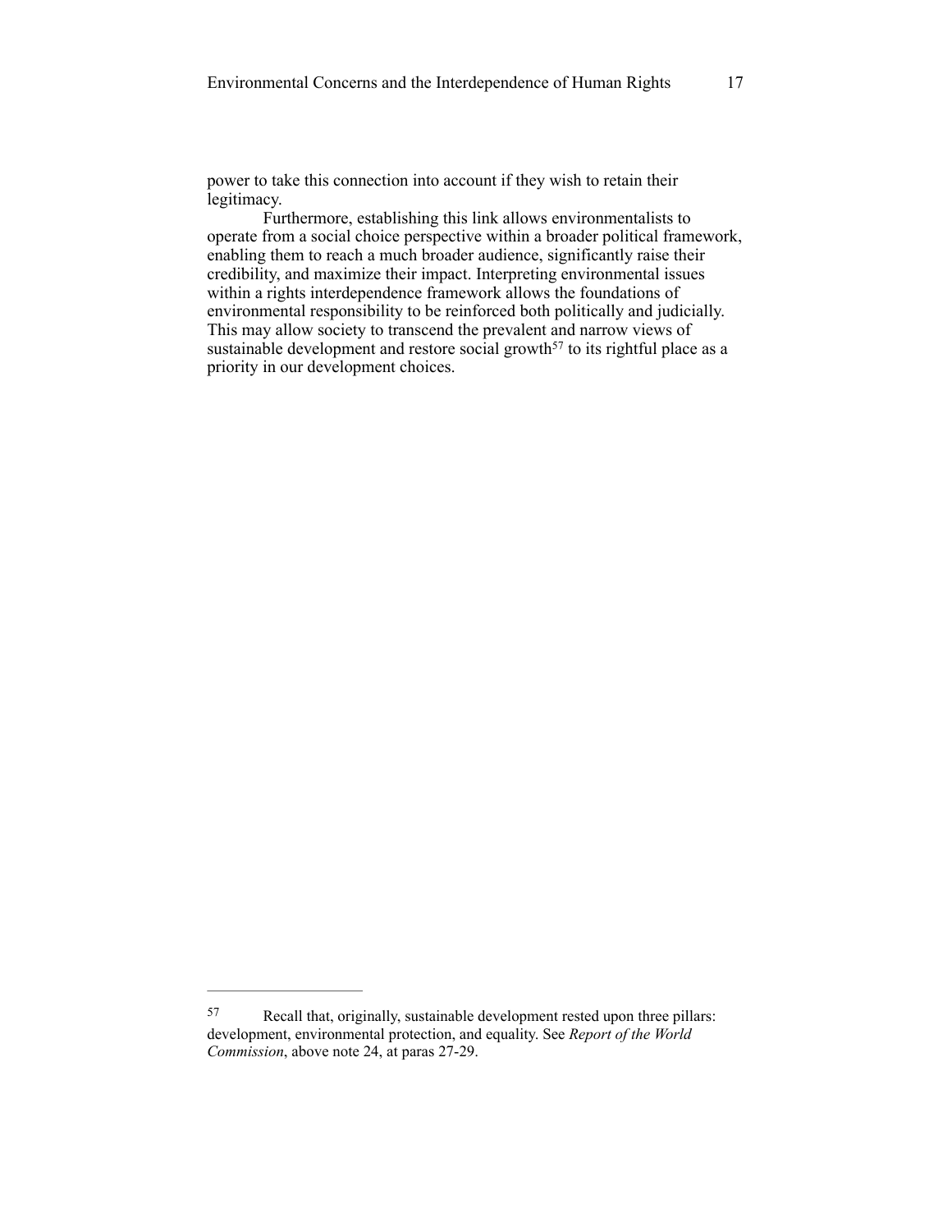power to take this connection into account if they wish to retain their legitimacy.

Furthermore, establishing this link allows environmentalists to operate from a social choice perspective within a broader political framework, enabling them to reach a much broader audience, significantly raise their credibility, and maximize their impact. Interpreting environmental issues within a rights interdependence framework allows the foundations of environmental responsibility to be reinforced both politically and judicially. This may allow society to transcend the prevalent and narrow views of sustainable development and restore social growth[57] to its rightful place as a priority in our development choices.

---

[57] Recall that, originally, sustainable development rested upon three pillars: development, environmental protection, and equality. See *Report of the World Commission*, above note 24, at paras 27-29.